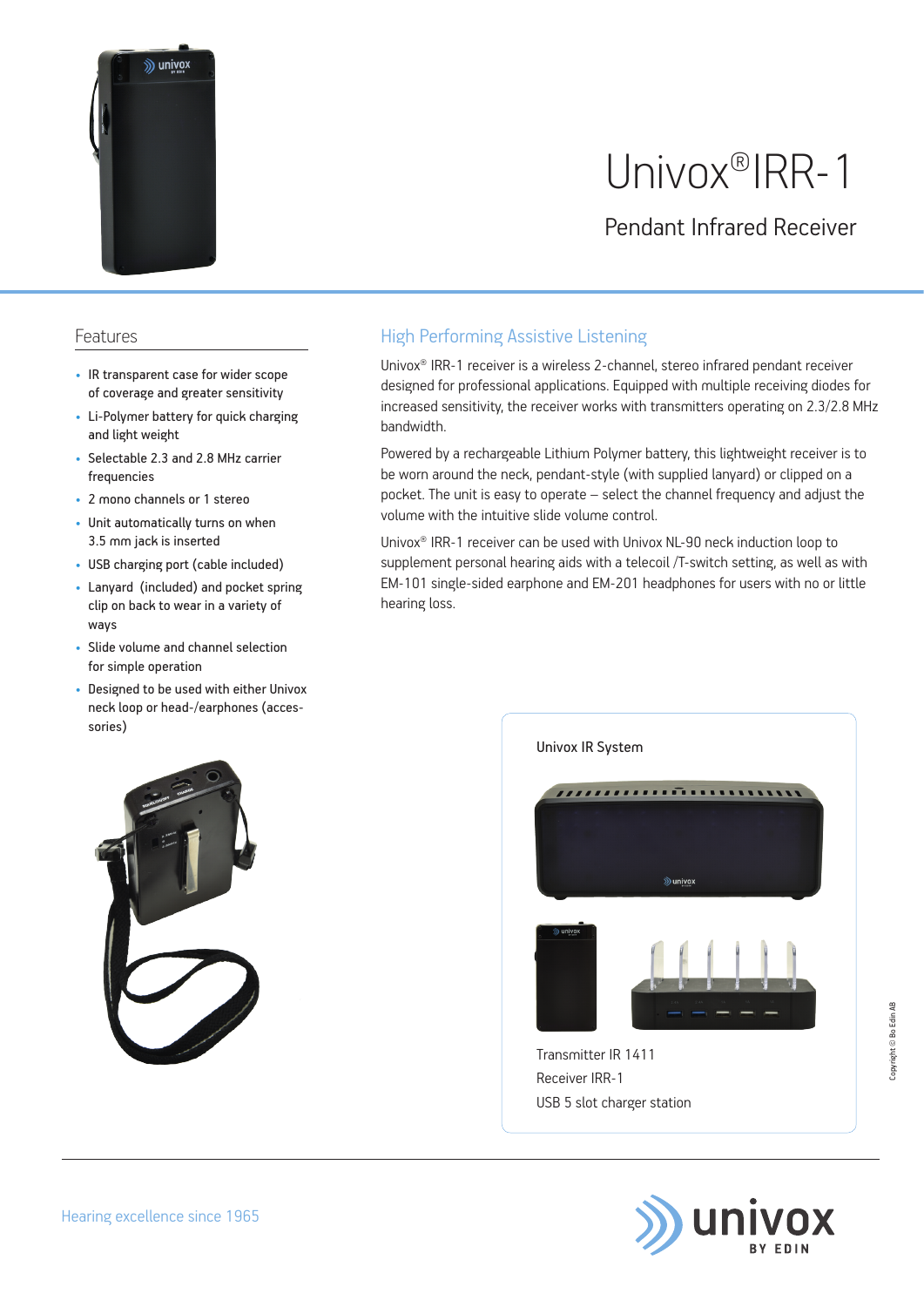# Univox®IRR-1

## Pendant Infrared Receiver

## Features

- IR transparent case for wider scope of coverage and greater sensitivity
- Li-Polymer battery for quick charging and light weight
- Selectable 2.3 and 2.8 MHz carrier frequencies
- 2 mono channels or 1 stereo
- Unit automatically turns on when 3.5 mm jack is inserted
- USB charging port (cable included)
- Lanyard (included) and pocket spring clip on back to wear in a variety of ways
- Slide volume and channel selection for simple operation
- Designed to be used with either Univox neck loop or head-/earphones (accessories)

## High Performing Assistive Listening

Univox® IRR-1 receiver is a wireless 2-channel, stereo infrared pendant receiver designed for professional applications. Equipped with multiple receiving diodes for increased sensitivity, the receiver works with transmitters operating on 2.3/2.8 MHz bandwidth.

Powered by a rechargeable Lithium Polymer battery, this lightweight receiver is to be worn around the neck, pendant-style (with supplied lanyard) or clipped on a pocket. The unit is easy to operate – select the channel frequency and adjust the volume with the intuitive slide volume control.

Univox® IRR-1 receiver can be used with Univox NL-90 neck induction loop to supplement personal hearing aids with a telecoil /T-switch setting, as well as with EM-101 single-sided earphone and EM-201 headphones for users with no or little hearing loss.

**Univox IR System**

Transmitter IR 1411
Receiver IRR-1
USB 5 slot charger station

Copyright © Bo Edin AB

Hearing excellence since 1965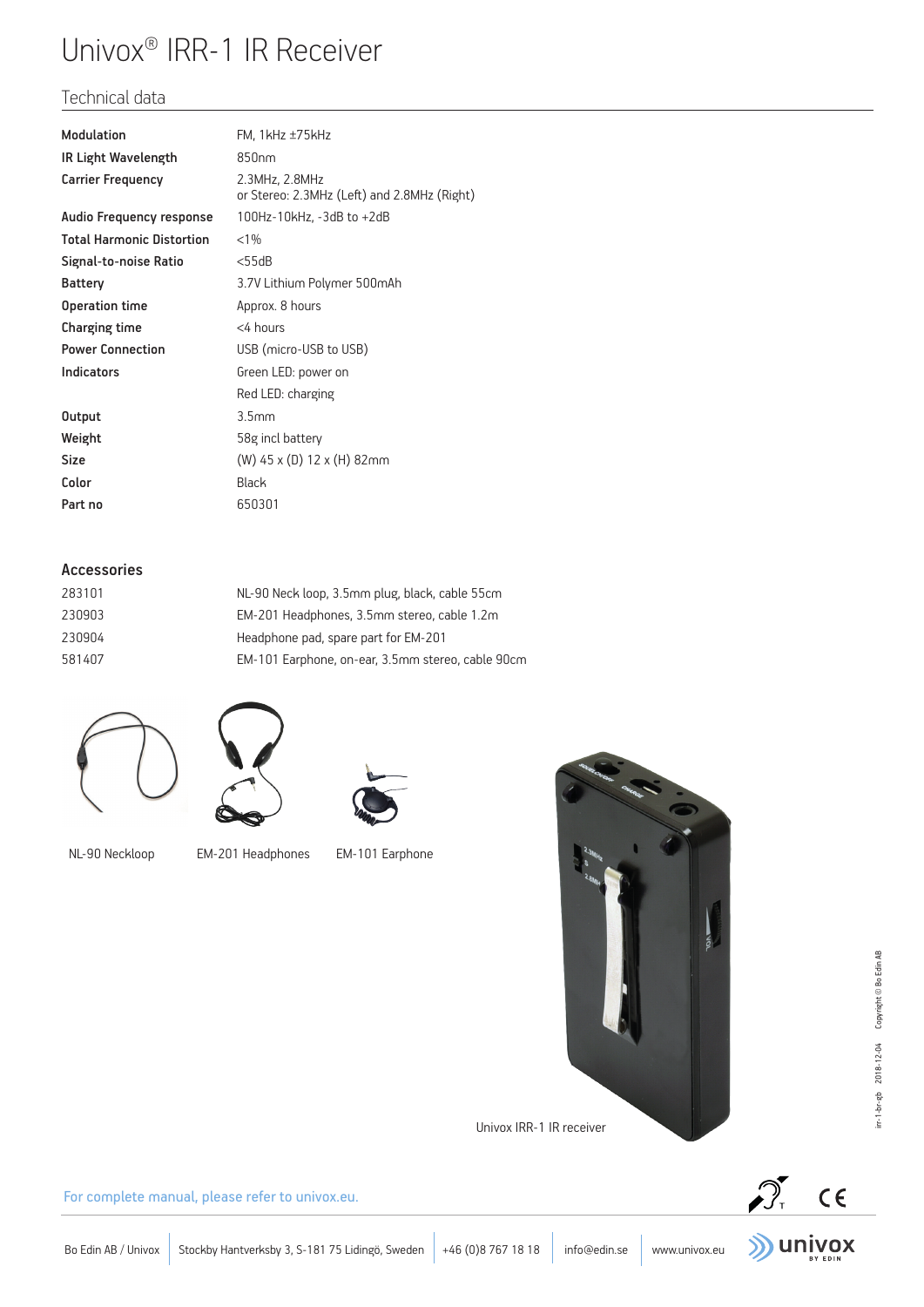# Univox® IRR-1 IR Receiver

## Technical data

| | |
|---|---|
| **Modulation** | FM, 1kHz ±75kHz |
| **IR Light Wavelength** | 850nm |
| **Carrier Frequency** | 2.3MHz, 2.8MHz<br>or Stereo: 2.3MHz (Left) and 2.8MHz (Right) |
| **Audio Frequency response** | 100Hz-10kHz, -3dB to +2dB |
| **Total Harmonic Distortion** | <1% |
| **Signal-to-noise Ratio** | <55dB |
| **Battery** | 3.7V Lithium Polymer 500mAh |
| **Operation time** | Approx. 8 hours |
| **Charging time** | <4 hours |
| **Power Connection** | USB (micro-USB to USB) |
| **Indicators** | Green LED: power on<br>Red LED: charging |
| **Output** | 3.5mm |
| **Weight** | 58g incl battery |
| **Size** | (W) 45 x (D) 12 x (H) 82mm |
| **Color** | Black |
| **Part no** | 650301 |

### Accessories

| | |
|---|---|
| 283101 | NL-90 Neck loop, 3.5mm plug, black, cable 55cm |
| 230903 | EM-201 Headphones, 3.5mm stereo, cable 1.2m |
| 230904 | Headphone pad, spare part for EM-201 |
| 581407 | EM-101 Earphone, on-ear, 3.5mm stereo, cable 90cm |

NL-90 Neckloop

EM-201 Headphones

EM-101 Earphone

Univox IRR-1 IR receiver

irr-1-br-gb 2018-12-04 Copyright © Bo Edin AB

For complete manual, please refer to univox.eu.

Bo Edin AB / Univox | Stockby Hantverksby 3, S-181 75 Lidingö, Sweden | +46 (0)8 767 18 18 | info@edin.se | www.univox.eu